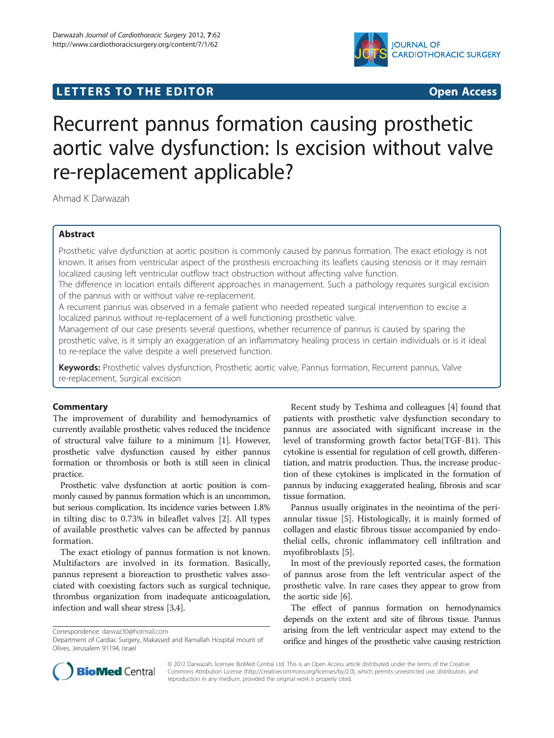LETTERS TO THE EDITOR Open Access

# Recurrent pannus formation causing prosthetic aortic valve dysfunction: Is excision without valve re-replacement applicable?

Ahmad K Darwazah

## Abstract

Prosthetic valve dysfunction at aortic position is commonly caused by pannus formation. The exact etiology is not known. It arises from ventricular aspect of the prosthesis encroaching its leaflets causing stenosis or it may remain localized causing left ventricular outflow tract obstruction without affecting valve function.

The difference in location entails different approaches in management. Such a pathology requires surgical excision of the pannus with or without valve re-replacement.

A recurrent pannus was observed in a female patient who needed repeated surgical intervention to excise a localized pannus without re-replacement of a well functioning prosthetic valve.

Management of our case presents several questions, whether recurrence of pannus is caused by sparing the prosthetic valve, is it simply an exaggeration of an inflammatory healing process in certain individuals or is it ideal to re-replace the valve despite a well preserved function.

**Keywords:** Prosthetic valves dysfunction, Prosthetic aortic valve, Pannus formation, Recurrent pannus, Valve re-replacement, Surgical excision

## Commentary

The improvement of durability and hemodynamics of currently available prosthetic valves reduced the incidence of structural valve failure to a minimum [1]. However, prosthetic valve dysfunction caused by either pannus formation or thrombosis or both is still seen in clinical practice.

Prosthetic valve dysfunction at aortic position is commonly caused by pannus formation which is an uncommon, but serious complication. Its incidence varies between 1.8% in tilting disc to 0.73% in bileaflet valves [2]. All types of available prosthetic valves can be affected by pannus formation.

The exact etiology of pannus formation is not known. Multifactors are involved in its formation. Basically, pannus represent a bioreaction to prosthetic valves associated with coexisting factors such as surgical technique, thrombus organization from inadequate anticoagulation, infection and wall shear stress [3,4].

Recent study by Teshima and colleagues [4] found that patients with prosthetic valve dysfunction secondary to pannus are associated with significant increase in the level of transforming growth factor beta(TGF-B1). This cytokine is essential for regulation of cell growth, differentiation, and matrix production. Thus, the increase production of these cytokines is implicated in the formation of pannus by inducing exaggerated healing, fibrosis and scar tissue formation.

Pannus usually originates in the neointima of the periannular tissue [5]. Histologically, it is mainly formed of collagen and elastic fibrous tissue accompanied by endothelial cells, chronic inflammatory cell infiltration and myofibroblasts [5].

In most of the previously reported cases, the formation of pannus arose from the left ventricular aspect of the prosthetic valve. In rare cases they appear to grow from the aortic side [6].

The effect of pannus formation on hemodynamics depends on the extent and site of fibrous tissue. Pannus arising from the left ventricular aspect may extend to the orifice and hinges of the prosthetic valve causing restriction

Correspondence: darwaz30@hotmail.com
Department of Cardiac Surgery, Makassed and Ramallah Hospital mount of Olives, Jerusalem 91194, Israel

© 2012 Darwazah; licensee BioMed Central Ltd. This is an Open Access article distributed under the terms of the Creative Commons Attribution License (http://creativecommons.org/licenses/by/2.0), which permits unrestricted use, distribution, and reproduction in any medium, provided the original work is properly cited.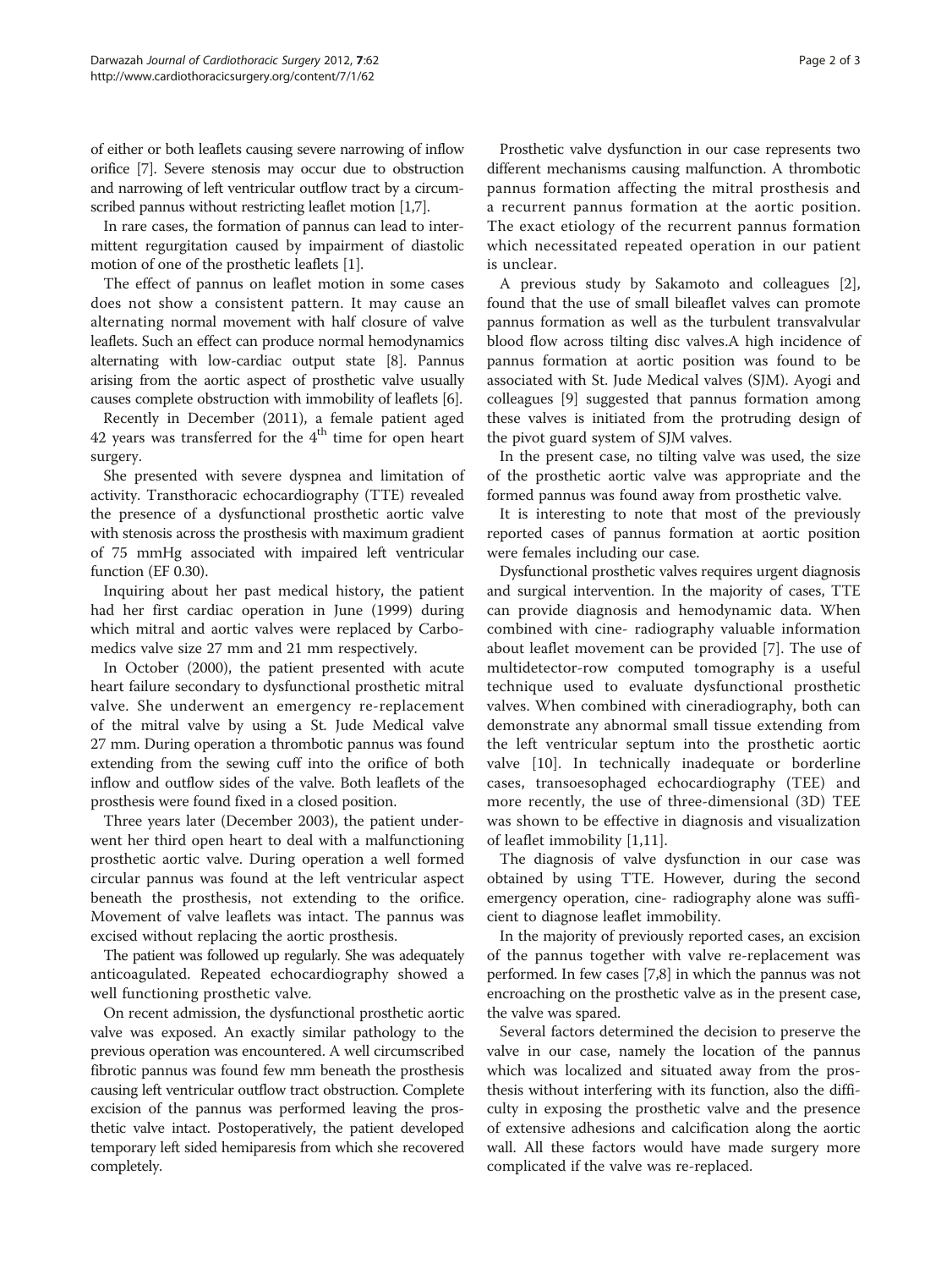of either or both leaflets causing severe narrowing of inflow orifice [7]. Severe stenosis may occur due to obstruction and narrowing of left ventricular outflow tract by a circumscribed pannus without restricting leaflet motion [1,7].

In rare cases, the formation of pannus can lead to intermittent regurgitation caused by impairment of diastolic motion of one of the prosthetic leaflets [1].

The effect of pannus on leaflet motion in some cases does not show a consistent pattern. It may cause an alternating normal movement with half closure of valve leaflets. Such an effect can produce normal hemodynamics alternating with low-cardiac output state [8]. Pannus arising from the aortic aspect of prosthetic valve usually causes complete obstruction with immobility of leaflets [6].

Recently in December (2011), a female patient aged 42 years was transferred for the 4th time for open heart surgery.

She presented with severe dyspnea and limitation of activity. Transthoracic echocardiography (TTE) revealed the presence of a dysfunctional prosthetic aortic valve with stenosis across the prosthesis with maximum gradient of 75 mmHg associated with impaired left ventricular function (EF 0.30).

Inquiring about her past medical history, the patient had her first cardiac operation in June (1999) during which mitral and aortic valves were replaced by Carbomedics valve size 27 mm and 21 mm respectively.

In October (2000), the patient presented with acute heart failure secondary to dysfunctional prosthetic mitral valve. She underwent an emergency re-replacement of the mitral valve by using a St. Jude Medical valve 27 mm. During operation a thrombotic pannus was found extending from the sewing cuff into the orifice of both inflow and outflow sides of the valve. Both leaflets of the prosthesis were found fixed in a closed position.

Three years later (December 2003), the patient underwent her third open heart to deal with a malfunctioning prosthetic aortic valve. During operation a well formed circular pannus was found at the left ventricular aspect beneath the prosthesis, not extending to the orifice. Movement of valve leaflets was intact. The pannus was excised without replacing the aortic prosthesis.

The patient was followed up regularly. She was adequately anticoagulated. Repeated echocardiography showed a well functioning prosthetic valve.

On recent admission, the dysfunctional prosthetic aortic valve was exposed. An exactly similar pathology to the previous operation was encountered. A well circumscribed fibrotic pannus was found few mm beneath the prosthesis causing left ventricular outflow tract obstruction. Complete excision of the pannus was performed leaving the prosthetic valve intact. Postoperatively, the patient developed temporary left sided hemiparesis from which she recovered completely.

Prosthetic valve dysfunction in our case represents two different mechanisms causing malfunction. A thrombotic pannus formation affecting the mitral prosthesis and a recurrent pannus formation at the aortic position. The exact etiology of the recurrent pannus formation which necessitated repeated operation in our patient is unclear.

A previous study by Sakamoto and colleagues [2], found that the use of small bileaflet valves can promote pannus formation as well as the turbulent transvalvular blood flow across tilting disc valves.A high incidence of pannus formation at aortic position was found to be associated with St. Jude Medical valves (SJM). Ayogi and colleagues [9] suggested that pannus formation among these valves is initiated from the protruding design of the pivot guard system of SJM valves.

In the present case, no tilting valve was used, the size of the prosthetic aortic valve was appropriate and the formed pannus was found away from prosthetic valve.

It is interesting to note that most of the previously reported cases of pannus formation at aortic position were females including our case.

Dysfunctional prosthetic valves requires urgent diagnosis and surgical intervention. In the majority of cases, TTE can provide diagnosis and hemodynamic data. When combined with cine- radiography valuable information about leaflet movement can be provided [7]. The use of multidetector-row computed tomography is a useful technique used to evaluate dysfunctional prosthetic valves. When combined with cineradiography, both can demonstrate any abnormal small tissue extending from the left ventricular septum into the prosthetic aortic valve [10]. In technically inadequate or borderline cases, transoesophaged echocardiography (TEE) and more recently, the use of three-dimensional (3D) TEE was shown to be effective in diagnosis and visualization of leaflet immobility [1,11].

The diagnosis of valve dysfunction in our case was obtained by using TTE. However, during the second emergency operation, cine- radiography alone was sufficient to diagnose leaflet immobility.

In the majority of previously reported cases, an excision of the pannus together with valve re-replacement was performed. In few cases [7,8] in which the pannus was not encroaching on the prosthetic valve as in the present case, the valve was spared.

Several factors determined the decision to preserve the valve in our case, namely the location of the pannus which was localized and situated away from the prosthesis without interfering with its function, also the difficulty in exposing the prosthetic valve and the presence of extensive adhesions and calcification along the aortic wall. All these factors would have made surgery more complicated if the valve was re-replaced.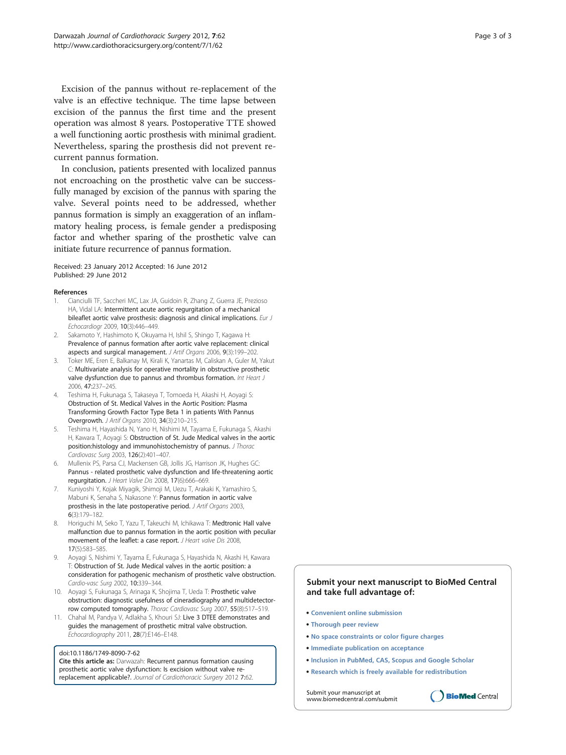Excision of the pannus without re-replacement of the valve is an effective technique. The time lapse between excision of the pannus the first time and the present operation was almost 8 years. Postoperative TTE showed a well functioning aortic prosthesis with minimal gradient. Nevertheless, sparing the prosthesis did not prevent recurrent pannus formation.

In conclusion, patients presented with localized pannus not encroaching on the prosthetic valve can be successfully managed by excision of the pannus with sparing the valve. Several points need to be addressed, whether pannus formation is simply an exaggeration of an inflammatory healing process, is female gender a predisposing factor and whether sparing of the prosthetic valve can initiate future recurrence of pannus formation.

Received: 23 January 2012 Accepted: 16 June 2012
Published: 29 June 2012

## References

1. Cianciulli TF, Saccheri MC, Lax JA, Guidoin R, Zhang Z, Guerra JE, Prezioso HA, Vidal LA: **Intermittent acute aortic regurgitation of a mechanical bileaflet aortic valve prosthesis: diagnosis and clinical implications.** *Eur J Echocardiogr* 2009, **10**(3):446–449.
2. Sakamoto Y, Hashimoto K, Okuyama H, Ishil S, Shingo T, Kagawa H: **Prevalence of pannus formation after aortic valve replacement: clinical aspects and surgical management.** *J Artif Organs* 2006, **9**(3):199–202.
3. Toker ME, Eren E, Balkanay M, Kirali K, Yanartas M, Caliskan A, Guler M, Yakut C: **Multivariate analysis for operative mortality in obstructive prosthetic valve dysfunction due to pannus and thrombus formation.** *Int Heart J* 2006, **47**:237–245.
4. Teshima H, Fukunaga S, Takaseya T, Tomoeda H, Akashi H, Aoyagi S: **Obstruction of St. Medical Valves in the Aortic Position: Plasma Transforming Growth Factor Type Beta 1 in patients With Pannus Overgrowth.** *J Artif Organs* 2010, **34**(3):210–215.
5. Teshima H, Hayashida N, Yano H, Nishimi M, Tayama E, Fukunaga S, Akashi H, Kawara T, Aoyagi S: **Obstruction of St. Jude Medical valves in the aortic position:histology and immunohistochemistry of pannus.** *J Thorac Cardiovasc Surg* 2003, **126**(2):401–407.
6. Mullenix PS, Parsa CJ, Mackensen GB, Jollis JG, Harrison JK, Hughes GC: **Pannus - related prosthetic valve dysfunction and life-threatening aortic regurgitation.** *J Heart Valve Dis* 2008, **17**(6):666–669.
7. Kuniyoshi Y, Kojak Miyagik, Shimoji M, Uezu T, Arakaki K, Yamashiro S, Mabuni K, Senaha S, Nakasone Y: **Pannus formation in aortic valve prosthesis in the late postoperative period.** *J Artif Organs* 2003, **6**(3):179–182.
8. Horiguchi M, Seko T, Yazu T, Takeuchi M, Ichikawa T: **Medtronic Hall valve malfunction due to pannus formation in the aortic position with peculiar movement of the leaflet: a case report.** *J Heart valve Dis* 2008, **17**(5):583–585.
9. Aoyagi S, Nishimi Y, Tayama E, Fukunaga S, Hayashida N, Akashi H, Kawara T: **Obstruction of St. Jude Medical valves in the aortic position: a consideration for pathogenic mechanism of prosthetic valve obstruction.** *Cardio-vasc Surg* 2002, **10**:339–344.
10. Aoyagi S, Fukunaga S, Arinaga K, Shojima T, Ueda T: **Prosthetic valve obstruction: diagnostic usefulness of cineradiography and multidetector-row computed tomography.** *Thorac Cardiovasc Surg* 2007, **55**(8):517–519.
11. Chahal M, Pandya V, Adlakha S, Khouri SJ: **Live 3 DTEE demonstrates and guides the management of prosthetic mitral valve obstruction.** *Echocardiography* 2011, **28**(7):E146–E148.

doi:10.1186/1749-8090-7-62
**Cite this article as:** Darwazah: Recurrent pannus formation causing prosthetic aortic valve dysfunction: Is excision without valve re-replacement applicable?. *Journal of Cardiothoracic Surgery* 2012 **7**:62.

**Submit your next manuscript to BioMed Central and take full advantage of:**

- Convenient online submission
- Thorough peer review
- No space constraints or color figure charges
- Immediate publication on acceptance
- Inclusion in PubMed, CAS, Scopus and Google Scholar
- Research which is freely available for redistribution

Submit your manuscript at
www.biomedcentral.com/submit

BioMed Central